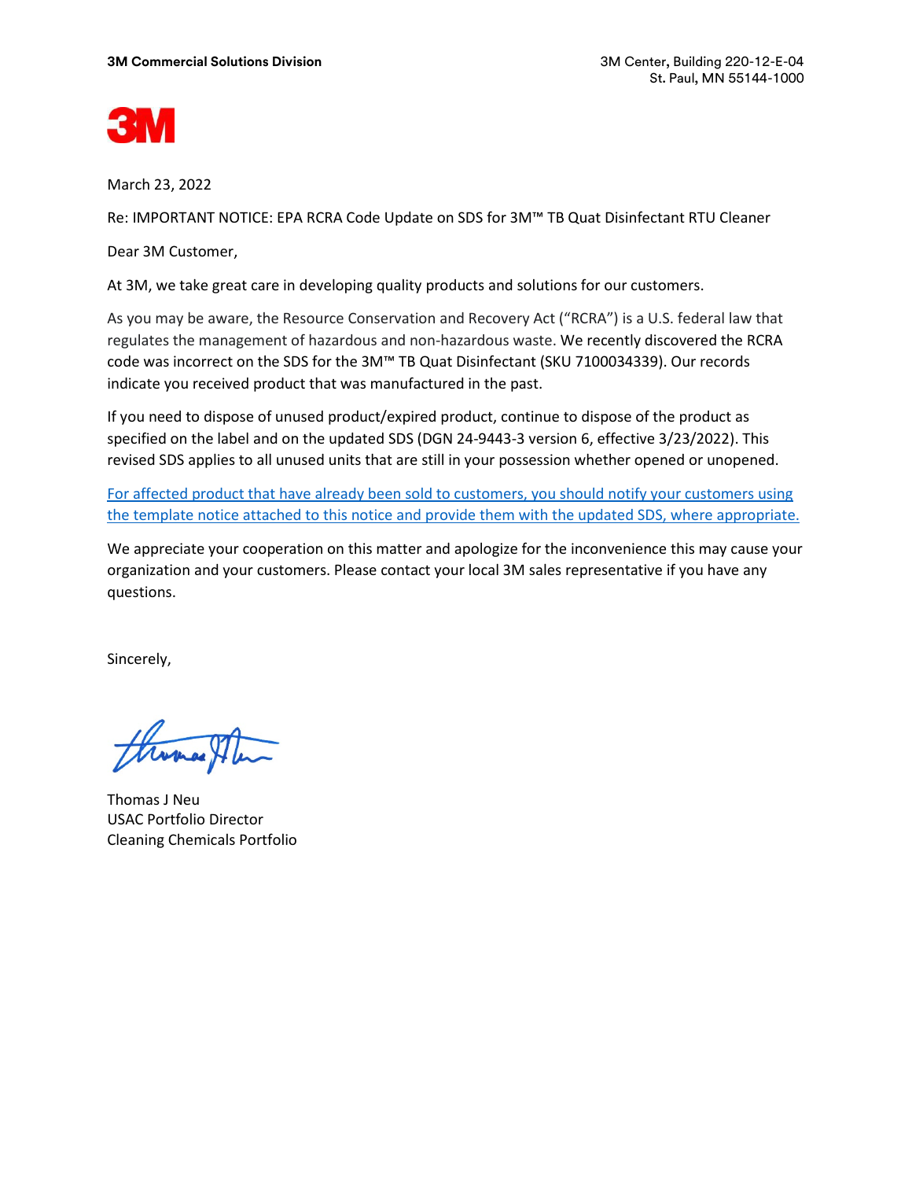**3M Commercial Solutions Division**

3M Center, Building 220-12-E-04
St. Paul, MN 55144-1000

March 23, 2022

Re: IMPORTANT NOTICE: EPA RCRA Code Update on SDS for 3M™ TB Quat Disinfectant RTU Cleaner

Dear 3M Customer,

At 3M, we take great care in developing quality products and solutions for our customers.

As you may be aware, the Resource Conservation and Recovery Act ("RCRA") is a U.S. federal law that regulates the management of hazardous and non-hazardous waste. We recently discovered the RCRA code was incorrect on the SDS for the 3M™ TB Quat Disinfectant (SKU 7100034339). Our records indicate you received product that was manufactured in the past.

If you need to dispose of unused product/expired product, continue to dispose of the product as specified on the label and on the updated SDS (DGN 24-9443-3 version 6, effective 3/23/2022). This revised SDS applies to all unused units that are still in your possession whether opened or unopened.

For affected product that have already been sold to customers, you should notify your customers using the template notice attached to this notice and provide them with the updated SDS, where appropriate.

We appreciate your cooperation on this matter and apologize for the inconvenience this may cause your organization and your customers. Please contact your local 3M sales representative if you have any questions.

Sincerely,

Thomas J Neu
USAC Portfolio Director
Cleaning Chemicals Portfolio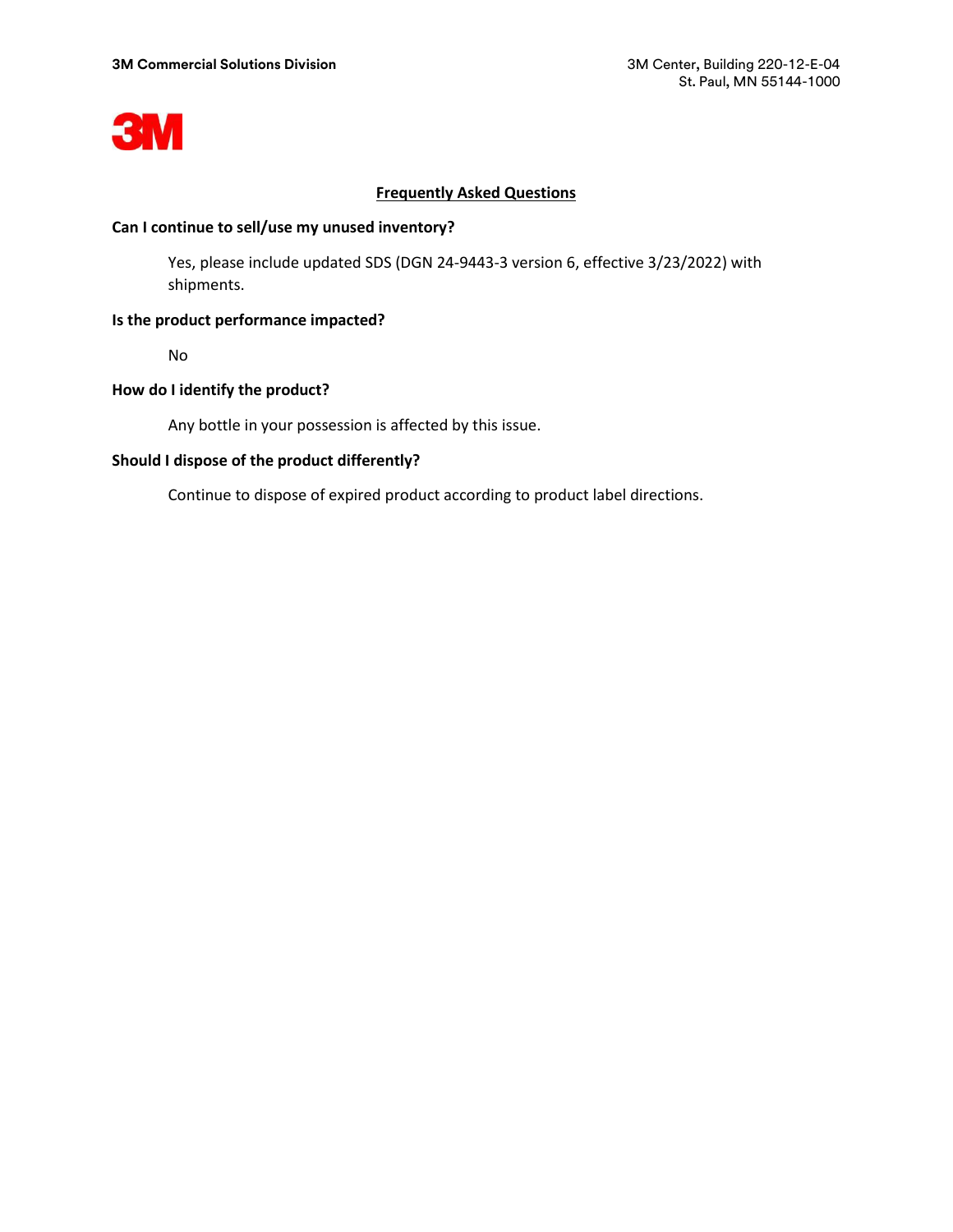3M Commercial Solutions Division

3M Center, Building 220-12-E-04
St. Paul, MN 55144-1000

## Frequently Asked Questions

**Can I continue to sell/use my unused inventory?**

Yes, please include updated SDS (DGN 24-9443-3 version 6, effective 3/23/2022) with shipments.

**Is the product performance impacted?**

No

**How do I identify the product?**

Any bottle in your possession is affected by this issue.

**Should I dispose of the product differently?**

Continue to dispose of expired product according to product label directions.